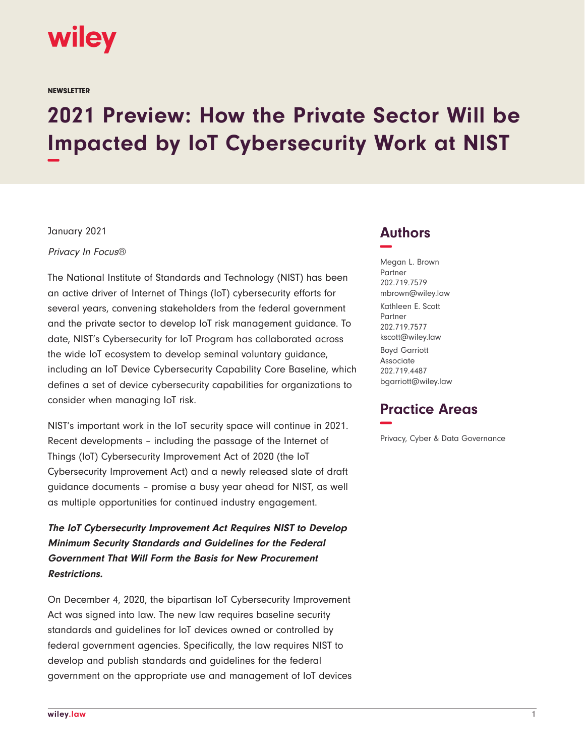wiley

NEWSLETTER

# 2021 Preview: How the Private Sector Will be Impacted by IoT Cybersecurity Work at NIST

January 2021

*Privacy In Focus®*

The National Institute of Standards and Technology (NIST) has been an active driver of Internet of Things (IoT) cybersecurity efforts for several years, convening stakeholders from the federal government and the private sector to develop IoT risk management guidance. To date, NIST's Cybersecurity for IoT Program has collaborated across the wide IoT ecosystem to develop seminal voluntary guidance, including an IoT Device Cybersecurity Capability Core Baseline, which defines a set of device cybersecurity capabilities for organizations to consider when managing IoT risk.

NIST's important work in the IoT security space will continue in 2021. Recent developments – including the passage of the Internet of Things (IoT) Cybersecurity Improvement Act of 2020 (the IoT Cybersecurity Improvement Act) and a newly released slate of draft guidance documents – promise a busy year ahead for NIST, as well as multiple opportunities for continued industry engagement.

***The IoT Cybersecurity Improvement Act Requires NIST to Develop Minimum Security Standards and Guidelines for the Federal Government That Will Form the Basis for New Procurement Restrictions.***

On December 4, 2020, the bipartisan IoT Cybersecurity Improvement Act was signed into law. The new law requires baseline security standards and guidelines for IoT devices owned or controlled by federal government agencies. Specifically, the law requires NIST to develop and publish standards and guidelines for the federal government on the appropriate use and management of IoT devices

## Authors

Megan L. Brown
Partner
202.719.7579
mbrown@wiley.law

Kathleen E. Scott
Partner
202.719.7577
kscott@wiley.law

Boyd Garriott
Associate
202.719.4487
bgarriott@wiley.law

## Practice Areas

Privacy, Cyber & Data Governance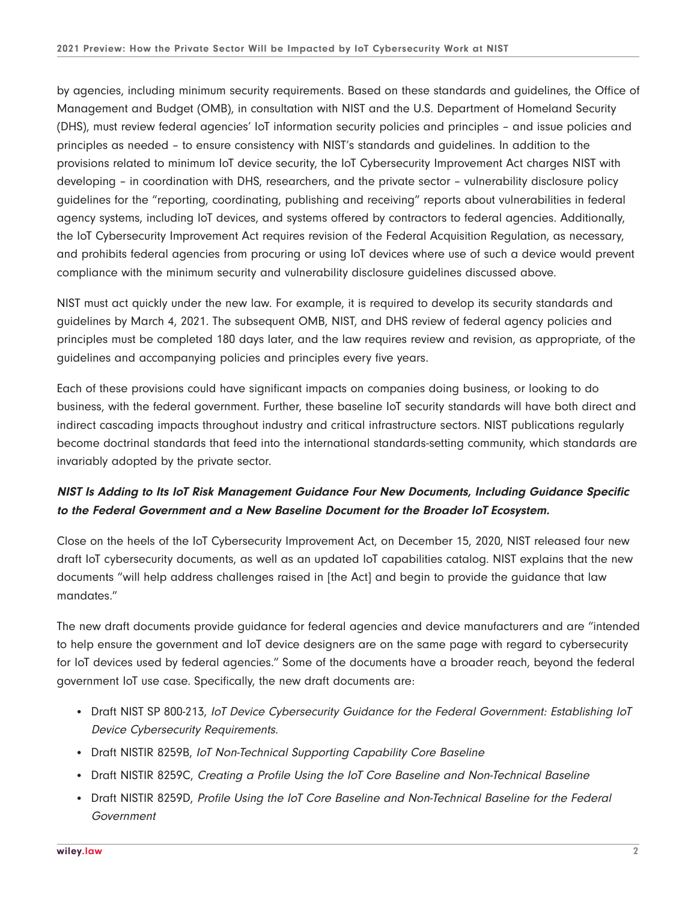by agencies, including minimum security requirements. Based on these standards and guidelines, the Office of Management and Budget (OMB), in consultation with NIST and the U.S. Department of Homeland Security (DHS), must review federal agencies' IoT information security policies and principles – and issue policies and principles as needed – to ensure consistency with NIST's standards and guidelines. In addition to the provisions related to minimum IoT device security, the IoT Cybersecurity Improvement Act charges NIST with developing – in coordination with DHS, researchers, and the private sector – vulnerability disclosure policy guidelines for the "reporting, coordinating, publishing and receiving" reports about vulnerabilities in federal agency systems, including IoT devices, and systems offered by contractors to federal agencies. Additionally, the IoT Cybersecurity Improvement Act requires revision of the Federal Acquisition Regulation, as necessary, and prohibits federal agencies from procuring or using IoT devices where use of such a device would prevent compliance with the minimum security and vulnerability disclosure guidelines discussed above.

NIST must act quickly under the new law. For example, it is required to develop its security standards and guidelines by March 4, 2021. The subsequent OMB, NIST, and DHS review of federal agency policies and principles must be completed 180 days later, and the law requires review and revision, as appropriate, of the guidelines and accompanying policies and principles every five years.

Each of these provisions could have significant impacts on companies doing business, or looking to do business, with the federal government. Further, these baseline IoT security standards will have both direct and indirect cascading impacts throughout industry and critical infrastructure sectors. NIST publications regularly become doctrinal standards that feed into the international standards-setting community, which standards are invariably adopted by the private sector.

### ***NIST Is Adding to Its IoT Risk Management Guidance Four New Documents, Including Guidance Specific to the Federal Government and a New Baseline Document for the Broader IoT Ecosystem.***

Close on the heels of the IoT Cybersecurity Improvement Act, on December 15, 2020, NIST released four new draft IoT cybersecurity documents, as well as an updated IoT capabilities catalog. NIST explains that the new documents "will help address challenges raised in [the Act] and begin to provide the guidance that law mandates."

The new draft documents provide guidance for federal agencies and device manufacturers and are "intended to help ensure the government and IoT device designers are on the same page with regard to cybersecurity for IoT devices used by federal agencies." Some of the documents have a broader reach, beyond the federal government IoT use case. Specifically, the new draft documents are:

- Draft NIST SP 800-213, *IoT Device Cybersecurity Guidance for the Federal Government: Establishing IoT Device Cybersecurity Requirements.*
- Draft NISTIR 8259B, *IoT Non-Technical Supporting Capability Core Baseline*
- Draft NISTIR 8259C, *Creating a Profile Using the IoT Core Baseline and Non-Technical Baseline*
- Draft NISTIR 8259D, *Profile Using the IoT Core Baseline and Non-Technical Baseline for the Federal Government*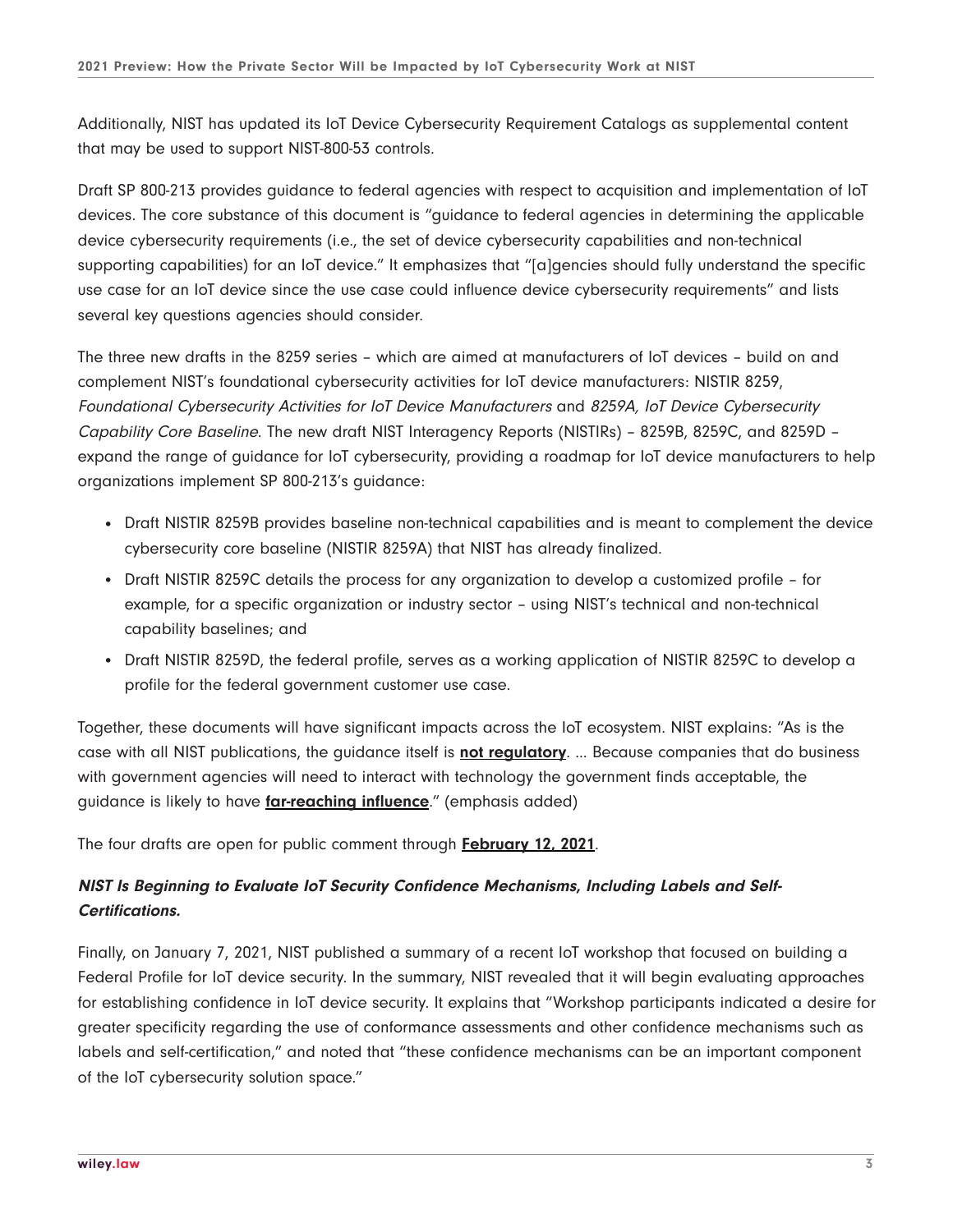Additionally, NIST has updated its IoT Device Cybersecurity Requirement Catalogs as supplemental content that may be used to support NIST-800-53 controls.

Draft SP 800-213 provides guidance to federal agencies with respect to acquisition and implementation of IoT devices. The core substance of this document is "guidance to federal agencies in determining the applicable device cybersecurity requirements (i.e., the set of device cybersecurity capabilities and non-technical supporting capabilities) for an IoT device." It emphasizes that "[a]gencies should fully understand the specific use case for an IoT device since the use case could influence device cybersecurity requirements" and lists several key questions agencies should consider.

The three new drafts in the 8259 series – which are aimed at manufacturers of IoT devices – build on and complement NIST's foundational cybersecurity activities for IoT device manufacturers: NISTIR 8259, *Foundational Cybersecurity Activities for IoT Device Manufacturers* and *8259A, IoT Device Cybersecurity Capability Core Baseline*. The new draft NIST Interagency Reports (NISTIRs) – 8259B, 8259C, and 8259D – expand the range of guidance for IoT cybersecurity, providing a roadmap for IoT device manufacturers to help organizations implement SP 800-213's guidance:

- Draft NISTIR 8259B provides baseline non-technical capabilities and is meant to complement the device cybersecurity core baseline (NISTIR 8259A) that NIST has already finalized.
- Draft NISTIR 8259C details the process for any organization to develop a customized profile – for example, for a specific organization or industry sector – using NIST's technical and non-technical capability baselines; and
- Draft NISTIR 8259D, the federal profile, serves as a working application of NISTIR 8259C to develop a profile for the federal government customer use case.

Together, these documents will have significant impacts across the IoT ecosystem. NIST explains: "As is the case with all NIST publications, the guidance itself is **not regulatory**. ... Because companies that do business with government agencies will need to interact with technology the government finds acceptable, the guidance is likely to have **far-reaching influence**." (emphasis added)

The four drafts are open for public comment through **February 12, 2021**.

### *NIST Is Beginning to Evaluate IoT Security Confidence Mechanisms, Including Labels and Self-Certifications.*

Finally, on January 7, 2021, NIST published a summary of a recent IoT workshop that focused on building a Federal Profile for IoT device security. In the summary, NIST revealed that it will begin evaluating approaches for establishing confidence in IoT device security. It explains that "Workshop participants indicated a desire for greater specificity regarding the use of conformance assessments and other confidence mechanisms such as labels and self-certification," and noted that "these confidence mechanisms can be an important component of the IoT cybersecurity solution space."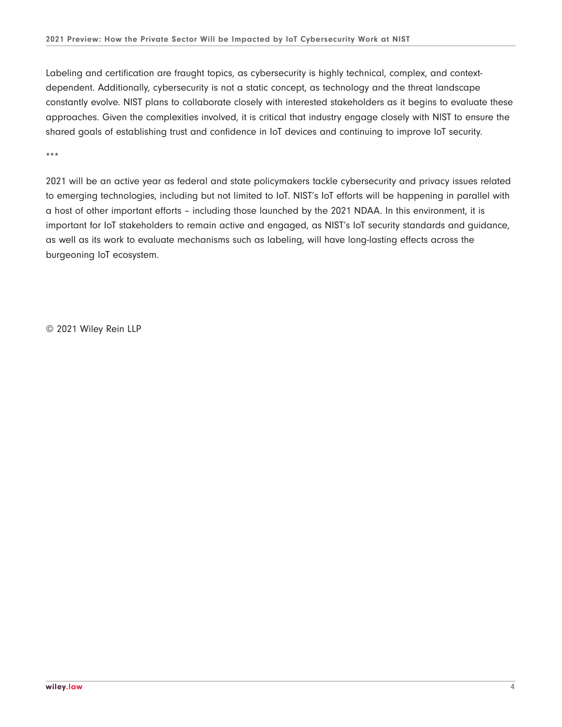Labeling and certification are fraught topics, as cybersecurity is highly technical, complex, and context-dependent. Additionally, cybersecurity is not a static concept, as technology and the threat landscape constantly evolve. NIST plans to collaborate closely with interested stakeholders as it begins to evaluate these approaches. Given the complexities involved, it is critical that industry engage closely with NIST to ensure the shared goals of establishing trust and confidence in IoT devices and continuing to improve IoT security.

***

2021 will be an active year as federal and state policymakers tackle cybersecurity and privacy issues related to emerging technologies, including but not limited to IoT. NIST's IoT efforts will be happening in parallel with a host of other important efforts – including those launched by the 2021 NDAA. In this environment, it is important for IoT stakeholders to remain active and engaged, as NIST's IoT security standards and guidance, as well as its work to evaluate mechanisms such as labeling, will have long-lasting effects across the burgeoning IoT ecosystem.

© 2021 Wiley Rein LLP